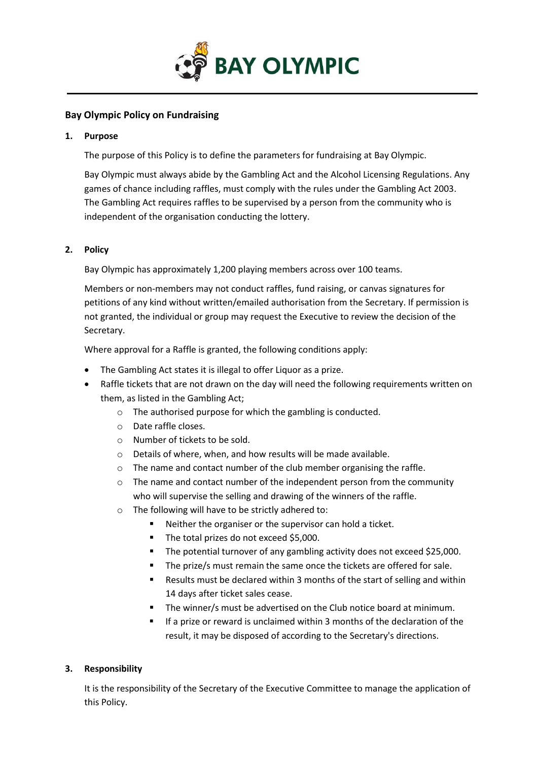# BAY OLYMPIC

## Bay Olympic Policy on Fundraising

### 1. Purpose

The purpose of this Policy is to define the parameters for fundraising at Bay Olympic.

Bay Olympic must always abide by the Gambling Act and the Alcohol Licensing Regulations. Any games of chance including raffles, must comply with the rules under the Gambling Act 2003. The Gambling Act requires raffles to be supervised by a person from the community who is independent of the organisation conducting the lottery.

### 2. Policy

Bay Olympic has approximately 1,200 playing members across over 100 teams.

Members or non-members may not conduct raffles, fund raising, or canvas signatures for petitions of any kind without written/emailed authorisation from the Secretary. If permission is not granted, the individual or group may request the Executive to review the decision of the Secretary.

Where approval for a Raffle is granted, the following conditions apply:

- The Gambling Act states it is illegal to offer Liquor as a prize.
- Raffle tickets that are not drawn on the day will need the following requirements written on them, as listed in the Gambling Act;
  - The authorised purpose for which the gambling is conducted.
  - Date raffle closes.
  - Number of tickets to be sold.
  - Details of where, when, and how results will be made available.
  - The name and contact number of the club member organising the raffle.
  - The name and contact number of the independent person from the community who will supervise the selling and drawing of the winners of the raffle.
  - The following will have to be strictly adhered to:
    - Neither the organiser or the supervisor can hold a ticket.
    - The total prizes do not exceed $5,000.
    - The potential turnover of any gambling activity does not exceed $25,000.
    - The prize/s must remain the same once the tickets are offered for sale.
    - Results must be declared within 3 months of the start of selling and within 14 days after ticket sales cease.
    - The winner/s must be advertised on the Club notice board at minimum.
    - If a prize or reward is unclaimed within 3 months of the declaration of the result, it may be disposed of according to the Secretary's directions.

### 3. Responsibility

It is the responsibility of the Secretary of the Executive Committee to manage the application of this Policy.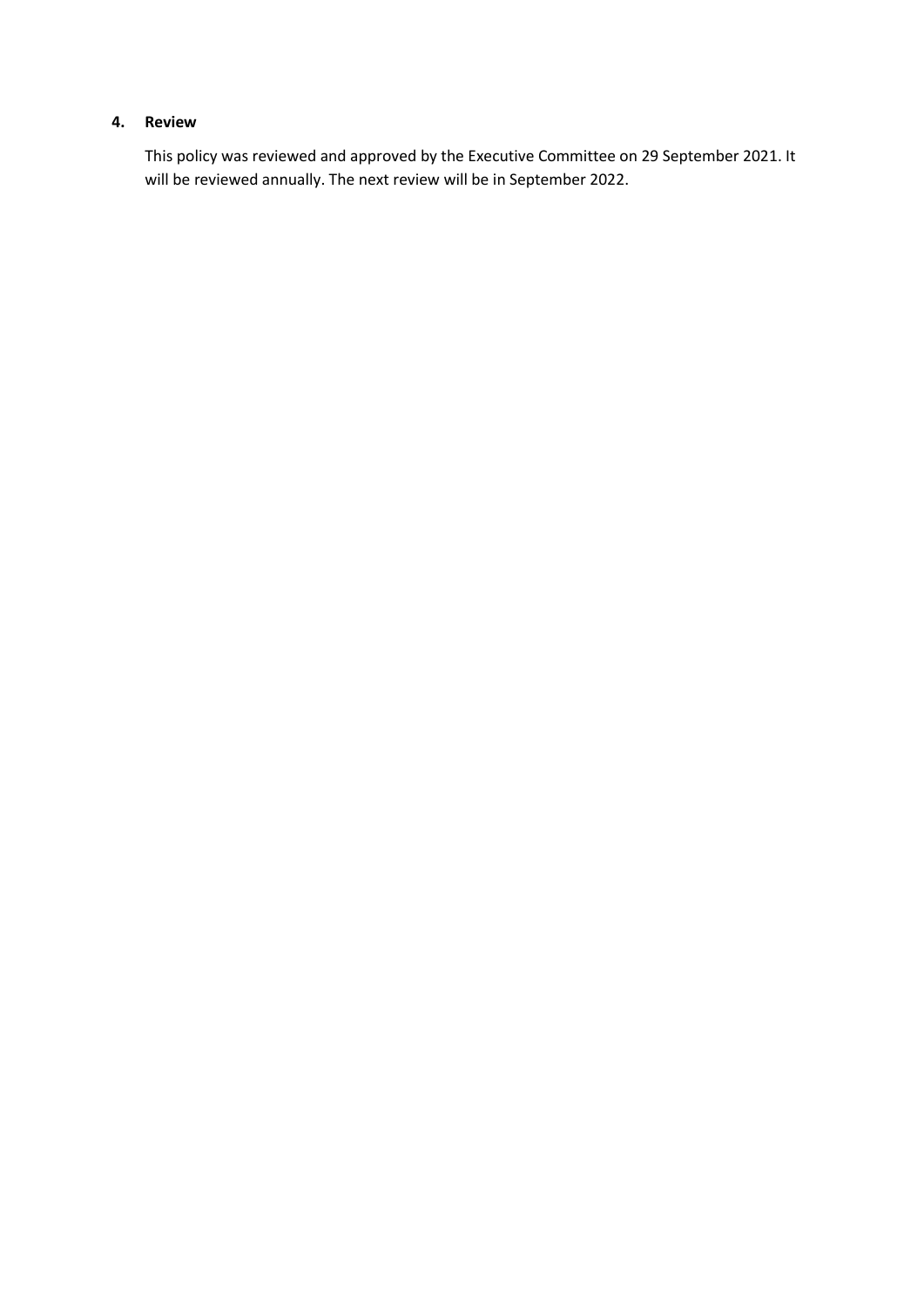## 4. Review

This policy was reviewed and approved by the Executive Committee on 29 September 2021. It will be reviewed annually. The next review will be in September 2022.